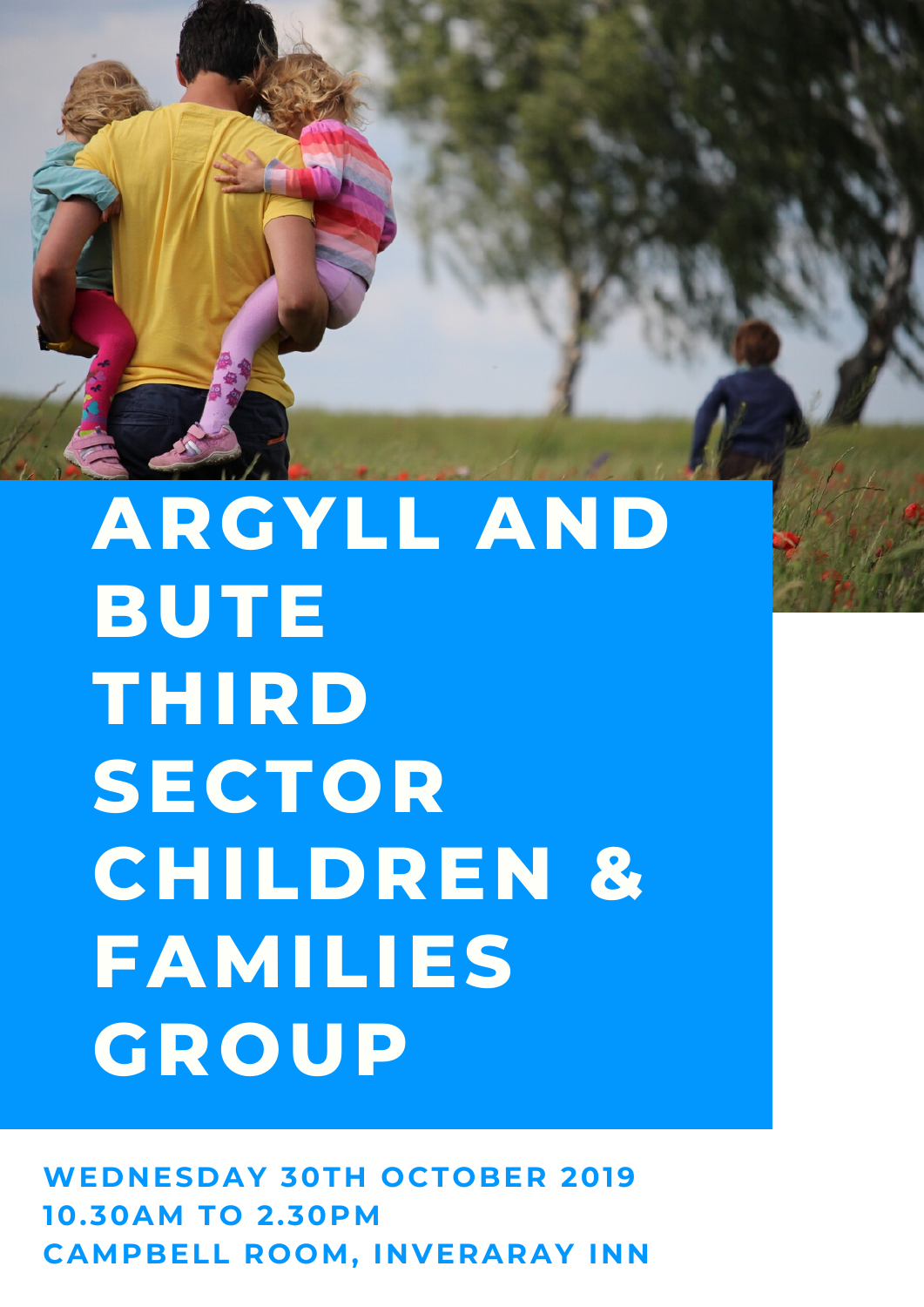# ARGYLL AND BUTE THIRD SECTOR CHILDREN & FAMILIES GROUP

**WEDNESDAY 30TH OCTOBER 2019**
**10.30AM TO 2.30PM**
**CAMPBELL ROOM, INVERARAY INN**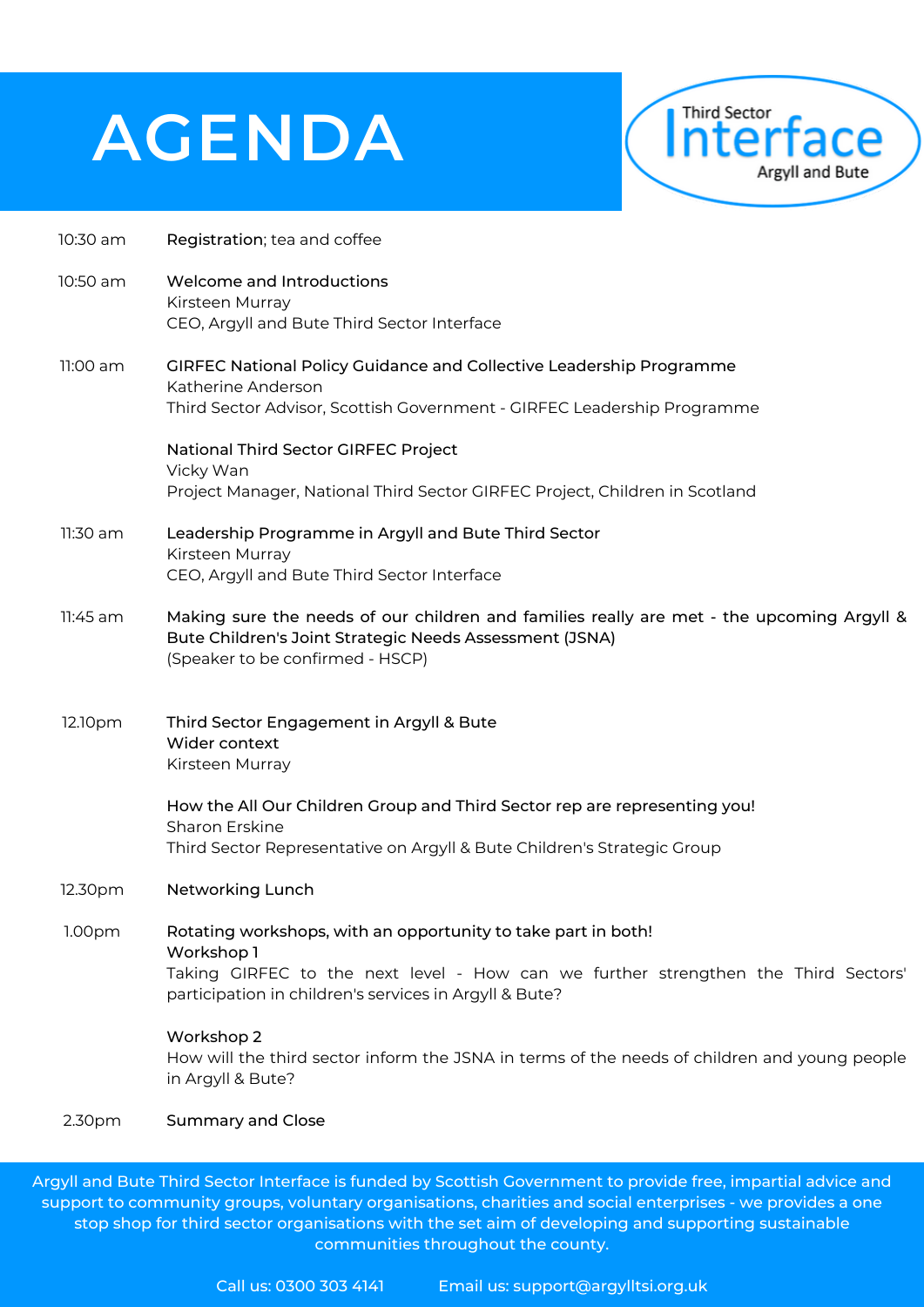# AGENDA

Third Sector Interface Argyll and Bute

| | |
|---|---|
| 10:30 am | Registration; tea and coffee |
| 10:50 am | Welcome and Introductions<br>Kirsteen Murray<br>CEO, Argyll and Bute Third Sector Interface |
| 11:00 am | GIRFEC National Policy Guidance and Collective Leadership Programme<br>Katherine Anderson<br>Third Sector Advisor, Scottish Government - GIRFEC Leadership Programme<br><br>National Third Sector GIRFEC Project<br>Vicky Wan<br>Project Manager, National Third Sector GIRFEC Project, Children in Scotland |
| 11:30 am | Leadership Programme in Argyll and Bute Third Sector<br>Kirsteen Murray<br>CEO, Argyll and Bute Third Sector Interface |
| 11:45 am | Making sure the needs of our children and families really are met - the upcoming Argyll & Bute Children's Joint Strategic Needs Assessment (JSNA)<br>(Speaker to be confirmed - HSCP) |
| 12.10pm | Third Sector Engagement in Argyll & Bute<br>Wider context<br>Kirsteen Murray<br><br>How the All Our Children Group and Third Sector rep are representing you!<br>Sharon Erskine<br>Third Sector Representative on Argyll & Bute Children's Strategic Group |
| 12.30pm | Networking Lunch |
| 1.00pm | Rotating workshops, with an opportunity to take part in both!<br>Workshop 1<br>Taking GIRFEC to the next level - How can we further strengthen the Third Sectors' participation in children's services in Argyll & Bute?<br><br>Workshop 2<br>How will the third sector inform the JSNA in terms of the needs of children and young people in Argyll & Bute? |
| 2.30pm | Summary and Close |

Argyll and Bute Third Sector Interface is funded by Scottish Government to provide free, impartial advice and support to community groups, voluntary organisations, charities and social enterprises - we provides a one stop shop for third sector organisations with the set aim of developing and supporting sustainable communities throughout the county.

Call us: 0300 303 4141 Email us: support@argylltsi.org.uk